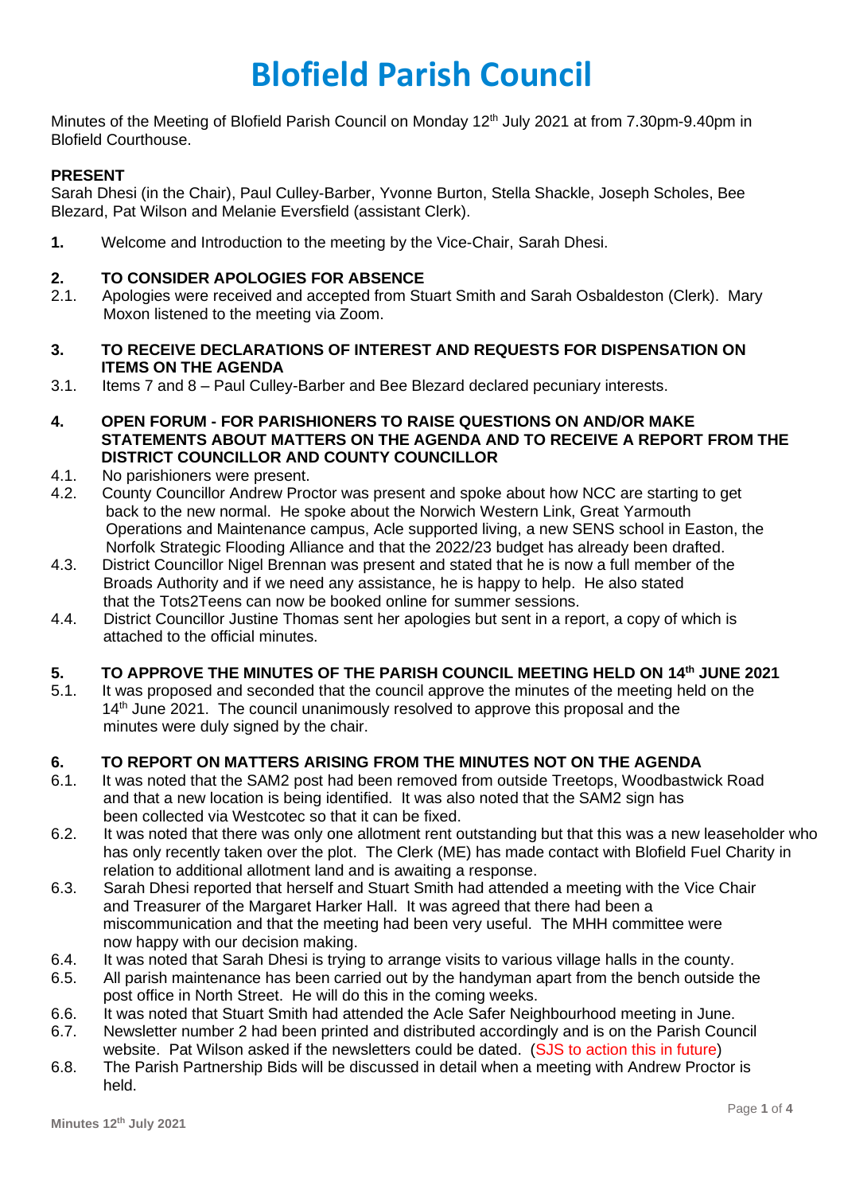# Blofield Parish Council

Minutes of the Meeting of Blofield Parish Council on Monday 12th July 2021 at from 7.30pm-9.40pm in Blofield Courthouse.

**PRESENT**

Sarah Dhesi (in the Chair), Paul Culley-Barber, Yvonne Burton, Stella Shackle, Joseph Scholes, Bee Blezard, Pat Wilson and Melanie Eversfield (assistant Clerk).

**1.** Welcome and Introduction to the meeting by the Vice-Chair, Sarah Dhesi.

**2. TO CONSIDER APOLOGIES FOR ABSENCE**

2.1. Apologies were received and accepted from Stuart Smith and Sarah Osbaldeston (Clerk). Mary Moxon listened to the meeting via Zoom.

**3. TO RECEIVE DECLARATIONS OF INTEREST AND REQUESTS FOR DISPENSATION ON ITEMS ON THE AGENDA**

3.1. Items 7 and 8 – Paul Culley-Barber and Bee Blezard declared pecuniary interests.

**4. OPEN FORUM - FOR PARISHIONERS TO RAISE QUESTIONS ON AND/OR MAKE STATEMENTS ABOUT MATTERS ON THE AGENDA AND TO RECEIVE A REPORT FROM THE DISTRICT COUNCILLOR AND COUNTY COUNCILLOR**

4.1. No parishioners were present.

4.2. County Councillor Andrew Proctor was present and spoke about how NCC are starting to get back to the new normal. He spoke about the Norwich Western Link, Great Yarmouth Operations and Maintenance campus, Acle supported living, a new SENS school in Easton, the Norfolk Strategic Flooding Alliance and that the 2022/23 budget has already been drafted.

4.3. District Councillor Nigel Brennan was present and stated that he is now a full member of the Broads Authority and if we need any assistance, he is happy to help. He also stated that the Tots2Teens can now be booked online for summer sessions.

4.4. District Councillor Justine Thomas sent her apologies but sent in a report, a copy of which is attached to the official minutes.

**5. TO APPROVE THE MINUTES OF THE PARISH COUNCIL MEETING HELD ON 14th JUNE 2021**

5.1. It was proposed and seconded that the council approve the minutes of the meeting held on the 14th June 2021. The council unanimously resolved to approve this proposal and the minutes were duly signed by the chair.

**6. TO REPORT ON MATTERS ARISING FROM THE MINUTES NOT ON THE AGENDA**

6.1. It was noted that the SAM2 post had been removed from outside Treetops, Woodbastwick Road and that a new location is being identified. It was also noted that the SAM2 sign has been collected via Westcotec so that it can be fixed.

6.2. It was noted that there was only one allotment rent outstanding but that this was a new leaseholder who has only recently taken over the plot. The Clerk (ME) has made contact with Blofield Fuel Charity in relation to additional allotment land and is awaiting a response.

6.3. Sarah Dhesi reported that herself and Stuart Smith had attended a meeting with the Vice Chair and Treasurer of the Margaret Harker Hall. It was agreed that there had been a miscommunication and that the meeting had been very useful. The MHH committee were now happy with our decision making.

6.4. It was noted that Sarah Dhesi is trying to arrange visits to various village halls in the county.

6.5. All parish maintenance has been carried out by the handyman apart from the bench outside the post office in North Street. He will do this in the coming weeks.

6.6. It was noted that Stuart Smith had attended the Acle Safer Neighbourhood meeting in June.

6.7. Newsletter number 2 had been printed and distributed accordingly and is on the Parish Council website. Pat Wilson asked if the newsletters could be dated. (SJS to action this in future)

6.8. The Parish Partnership Bids will be discussed in detail when a meeting with Andrew Proctor is held.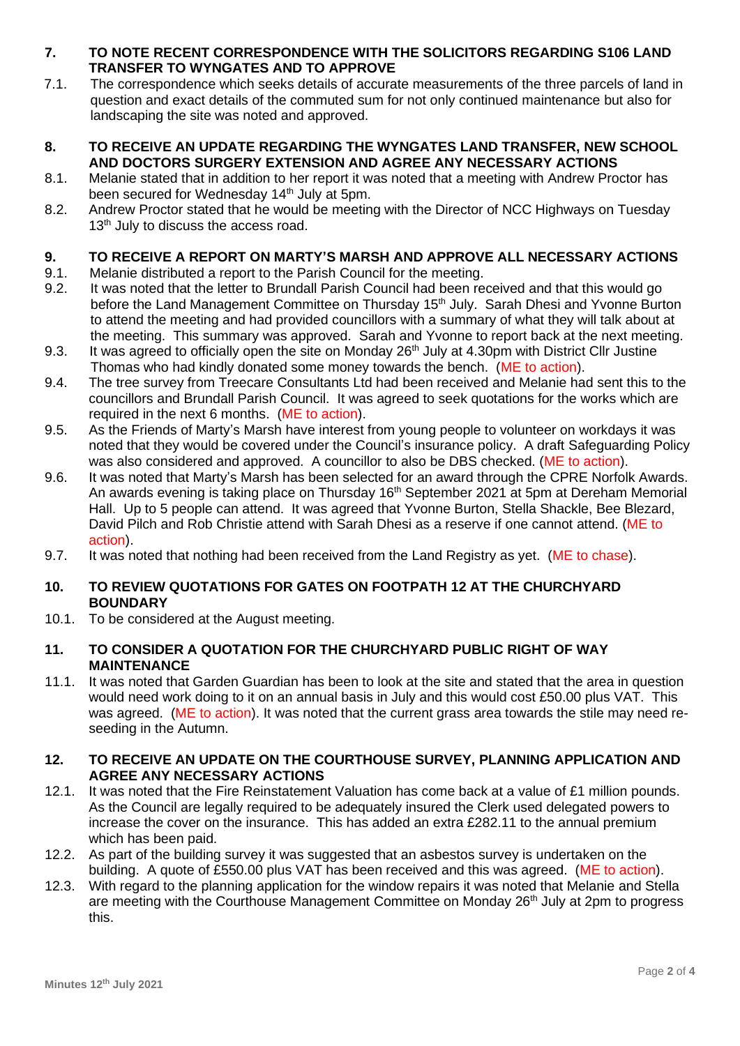**7. TO NOTE RECENT CORRESPONDENCE WITH THE SOLICITORS REGARDING S106 LAND TRANSFER TO WYNGATES AND TO APPROVE**

7.1. The correspondence which seeks details of accurate measurements of the three parcels of land in question and exact details of the commuted sum for not only continued maintenance but also for landscaping the site was noted and approved.

**8. TO RECEIVE AN UPDATE REGARDING THE WYNGATES LAND TRANSFER, NEW SCHOOL AND DOCTORS SURGERY EXTENSION AND AGREE ANY NECESSARY ACTIONS**

8.1. Melanie stated that in addition to her report it was noted that a meeting with Andrew Proctor has been secured for Wednesday 14th July at 5pm.

8.2. Andrew Proctor stated that he would be meeting with the Director of NCC Highways on Tuesday 13th July to discuss the access road.

**9. TO RECEIVE A REPORT ON MARTY'S MARSH AND APPROVE ALL NECESSARY ACTIONS**

9.1. Melanie distributed a report to the Parish Council for the meeting.

9.2. It was noted that the letter to Brundall Parish Council had been received and that this would go before the Land Management Committee on Thursday 15th July. Sarah Dhesi and Yvonne Burton to attend the meeting and had provided councillors with a summary of what they will talk about at the meeting. This summary was approved. Sarah and Yvonne to report back at the next meeting.

9.3. It was agreed to officially open the site on Monday 26th July at 4.30pm with District Cllr Justine Thomas who had kindly donated some money towards the bench. (ME to action).

9.4. The tree survey from Treecare Consultants Ltd had been received and Melanie had sent this to the councillors and Brundall Parish Council. It was agreed to seek quotations for the works which are required in the next 6 months. (ME to action).

9.5. As the Friends of Marty's Marsh have interest from young people to volunteer on workdays it was noted that they would be covered under the Council's insurance policy. A draft Safeguarding Policy was also considered and approved. A councillor to also be DBS checked. (ME to action).

9.6. It was noted that Marty's Marsh has been selected for an award through the CPRE Norfolk Awards. An awards evening is taking place on Thursday 16th September 2021 at 5pm at Dereham Memorial Hall. Up to 5 people can attend. It was agreed that Yvonne Burton, Stella Shackle, Bee Blezard, David Pilch and Rob Christie attend with Sarah Dhesi as a reserve if one cannot attend. (ME to action).

9.7. It was noted that nothing had been received from the Land Registry as yet. (ME to chase).

**10. TO REVIEW QUOTATIONS FOR GATES ON FOOTPATH 12 AT THE CHURCHYARD BOUNDARY**

10.1. To be considered at the August meeting.

**11. TO CONSIDER A QUOTATION FOR THE CHURCHYARD PUBLIC RIGHT OF WAY MAINTENANCE**

11.1. It was noted that Garden Guardian has been to look at the site and stated that the area in question would need work doing to it on an annual basis in July and this would cost £50.00 plus VAT. This was agreed. (ME to action). It was noted that the current grass area towards the stile may need re-seeding in the Autumn.

**12. TO RECEIVE AN UPDATE ON THE COURTHOUSE SURVEY, PLANNING APPLICATION AND AGREE ANY NECESSARY ACTIONS**

12.1. It was noted that the Fire Reinstatement Valuation has come back at a value of £1 million pounds. As the Council are legally required to be adequately insured the Clerk used delegated powers to increase the cover on the insurance. This has added an extra £282.11 to the annual premium which has been paid.

12.2. As part of the building survey it was suggested that an asbestos survey is undertaken on the building. A quote of £550.00 plus VAT has been received and this was agreed. (ME to action).

12.3. With regard to the planning application for the window repairs it was noted that Melanie and Stella are meeting with the Courthouse Management Committee on Monday 26th July at 2pm to progress this.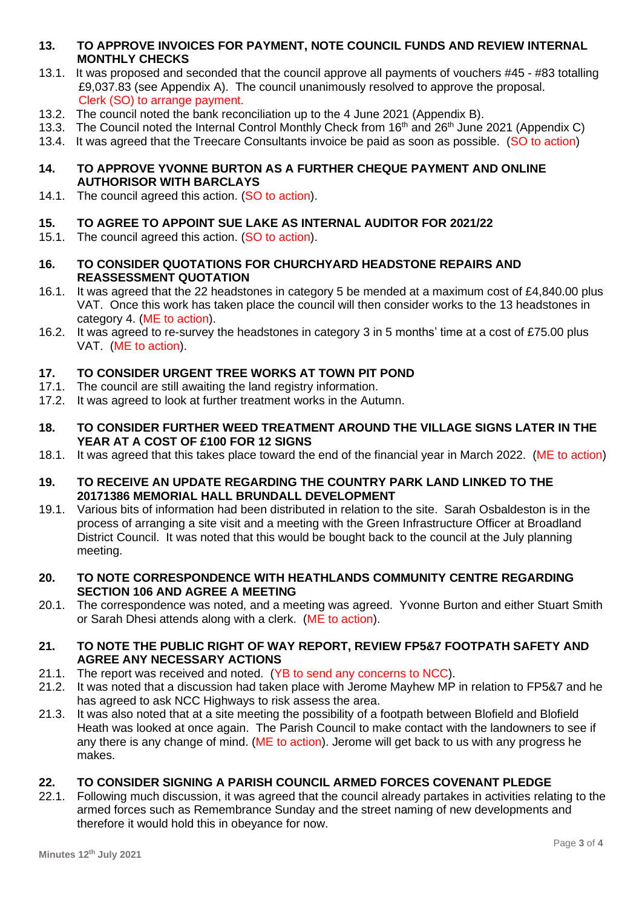**13. TO APPROVE INVOICES FOR PAYMENT, NOTE COUNCIL FUNDS AND REVIEW INTERNAL MONTHLY CHECKS**

13.1. It was proposed and seconded that the council approve all payments of vouchers #45 - #83 totalling £9,037.83 (see Appendix A). The council unanimously resolved to approve the proposal. Clerk (SO) to arrange payment.

13.2. The council noted the bank reconciliation up to the 4 June 2021 (Appendix B).

13.3. The Council noted the Internal Control Monthly Check from 16th and 26th June 2021 (Appendix C)

13.4. It was agreed that the Treecare Consultants invoice be paid as soon as possible. (SO to action)

**14. TO APPROVE YVONNE BURTON AS A FURTHER CHEQUE PAYMENT AND ONLINE AUTHORISOR WITH BARCLAYS**

14.1. The council agreed this action. (SO to action).

**15. TO AGREE TO APPOINT SUE LAKE AS INTERNAL AUDITOR FOR 2021/22**

15.1. The council agreed this action. (SO to action).

**16. TO CONSIDER QUOTATIONS FOR CHURCHYARD HEADSTONE REPAIRS AND REASSESSMENT QUOTATION**

16.1. It was agreed that the 22 headstones in category 5 be mended at a maximum cost of £4,840.00 plus VAT. Once this work has taken place the council will then consider works to the 13 headstones in category 4. (ME to action).

16.2. It was agreed to re-survey the headstones in category 3 in 5 months' time at a cost of £75.00 plus VAT. (ME to action).

**17. TO CONSIDER URGENT TREE WORKS AT TOWN PIT POND**

17.1. The council are still awaiting the land registry information.

17.2. It was agreed to look at further treatment works in the Autumn.

**18. TO CONSIDER FURTHER WEED TREATMENT AROUND THE VILLAGE SIGNS LATER IN THE YEAR AT A COST OF £100 FOR 12 SIGNS**

18.1. It was agreed that this takes place toward the end of the financial year in March 2022. (ME to action)

**19. TO RECEIVE AN UPDATE REGARDING THE COUNTRY PARK LAND LINKED TO THE 20171386 MEMORIAL HALL BRUNDALL DEVELOPMENT**

19.1. Various bits of information had been distributed in relation to the site. Sarah Osbaldeston is in the process of arranging a site visit and a meeting with the Green Infrastructure Officer at Broadland District Council. It was noted that this would be bought back to the council at the July planning meeting.

**20. TO NOTE CORRESPONDENCE WITH HEATHLANDS COMMUNITY CENTRE REGARDING SECTION 106 AND AGREE A MEETING**

20.1. The correspondence was noted, and a meeting was agreed. Yvonne Burton and either Stuart Smith or Sarah Dhesi attends along with a clerk. (ME to action).

**21. TO NOTE THE PUBLIC RIGHT OF WAY REPORT, REVIEW FP5&7 FOOTPATH SAFETY AND AGREE ANY NECESSARY ACTIONS**

21.1. The report was received and noted. (YB to send any concerns to NCC).

21.2. It was noted that a discussion had taken place with Jerome Mayhew MP in relation to FP5&7 and he has agreed to ask NCC Highways to risk assess the area.

21.3. It was also noted that at a site meeting the possibility of a footpath between Blofield and Blofield Heath was looked at once again. The Parish Council to make contact with the landowners to see if any there is any change of mind. (ME to action). Jerome will get back to us with any progress he makes.

**22. TO CONSIDER SIGNING A PARISH COUNCIL ARMED FORCES COVENANT PLEDGE**

22.1. Following much discussion, it was agreed that the council already partakes in activities relating to the armed forces such as Remembrance Sunday and the street naming of new developments and therefore it would hold this in obeyance for now.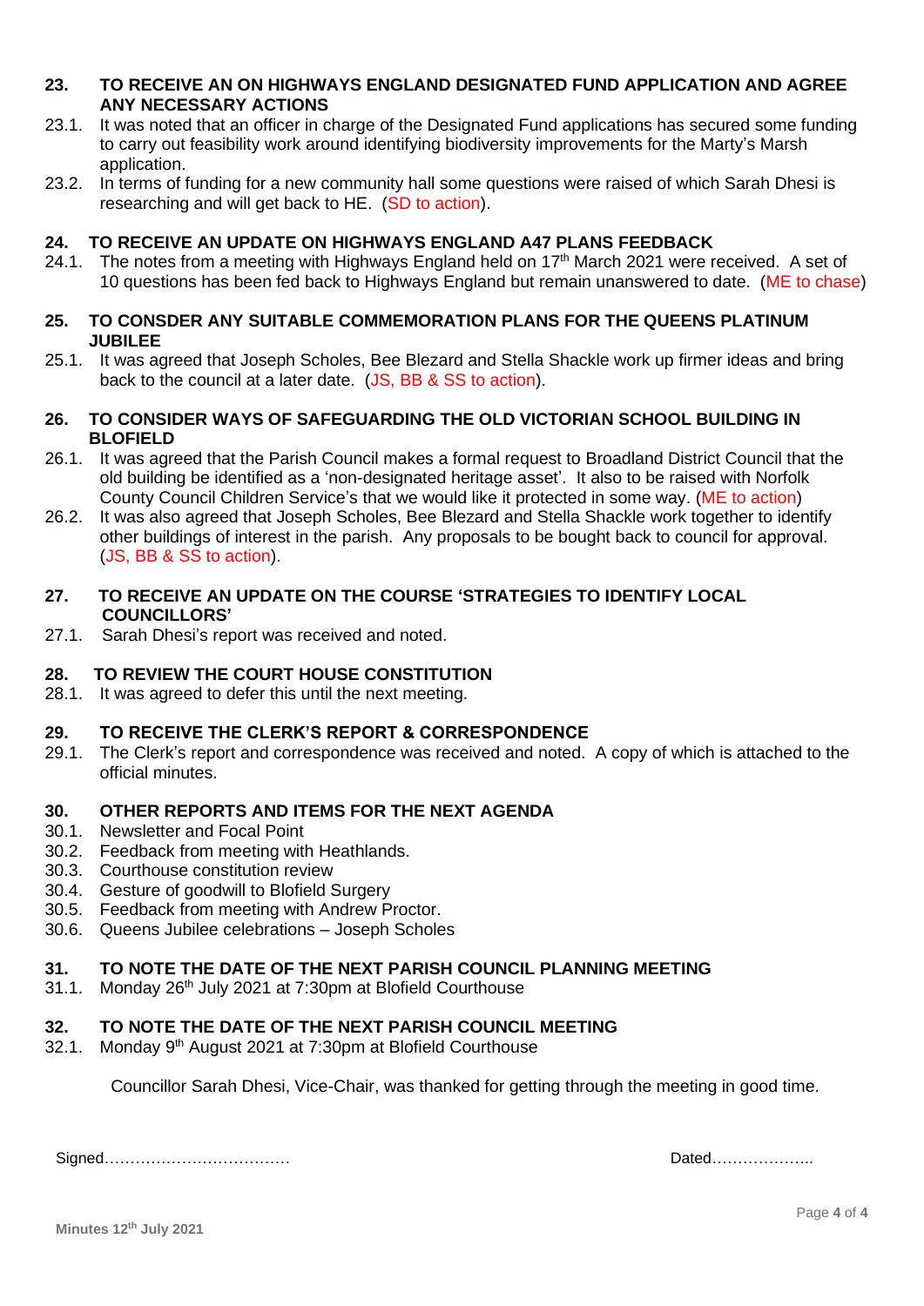**23. TO RECEIVE AN ON HIGHWAYS ENGLAND DESIGNATED FUND APPLICATION AND AGREE ANY NECESSARY ACTIONS**

23.1. It was noted that an officer in charge of the Designated Fund applications has secured some funding to carry out feasibility work around identifying biodiversity improvements for the Marty's Marsh application.

23.2. In terms of funding for a new community hall some questions were raised of which Sarah Dhesi is researching and will get back to HE. (SD to action).

**24. TO RECEIVE AN UPDATE ON HIGHWAYS ENGLAND A47 PLANS FEEDBACK**

24.1. The notes from a meeting with Highways England held on 17th March 2021 were received. A set of 10 questions has been fed back to Highways England but remain unanswered to date. (ME to chase)

**25. TO CONSDER ANY SUITABLE COMMEMORATION PLANS FOR THE QUEENS PLATINUM JUBILEE**

25.1. It was agreed that Joseph Scholes, Bee Blezard and Stella Shackle work up firmer ideas and bring back to the council at a later date. (JS, BB & SS to action).

**26. TO CONSIDER WAYS OF SAFEGUARDING THE OLD VICTORIAN SCHOOL BUILDING IN BLOFIELD**

26.1. It was agreed that the Parish Council makes a formal request to Broadland District Council that the old building be identified as a 'non-designated heritage asset'. It also to be raised with Norfolk County Council Children Service's that we would like it protected in some way. (ME to action)

26.2. It was also agreed that Joseph Scholes, Bee Blezard and Stella Shackle work together to identify other buildings of interest in the parish. Any proposals to be bought back to council for approval. (JS, BB & SS to action).

**27. TO RECEIVE AN UPDATE ON THE COURSE 'STRATEGIES TO IDENTIFY LOCAL COUNCILLORS'**

27.1. Sarah Dhesi's report was received and noted.

**28. TO REVIEW THE COURT HOUSE CONSTITUTION**

28.1. It was agreed to defer this until the next meeting.

**29. TO RECEIVE THE CLERK'S REPORT & CORRESPONDENCE**

29.1. The Clerk's report and correspondence was received and noted. A copy of which is attached to the official minutes.

**30. OTHER REPORTS AND ITEMS FOR THE NEXT AGENDA**

30.1. Newsletter and Focal Point
30.2. Feedback from meeting with Heathlands.
30.3. Courthouse constitution review
30.4. Gesture of goodwill to Blofield Surgery
30.5. Feedback from meeting with Andrew Proctor.
30.6. Queens Jubilee celebrations – Joseph Scholes

**31. TO NOTE THE DATE OF THE NEXT PARISH COUNCIL PLANNING MEETING**

31.1. Monday 26th July 2021 at 7:30pm at Blofield Courthouse

**32. TO NOTE THE DATE OF THE NEXT PARISH COUNCIL MEETING**

32.1. Monday 9th August 2021 at 7:30pm at Blofield Courthouse

Councillor Sarah Dhesi, Vice-Chair, was thanked for getting through the meeting in good time.

Signed……………………………… Dated………………..